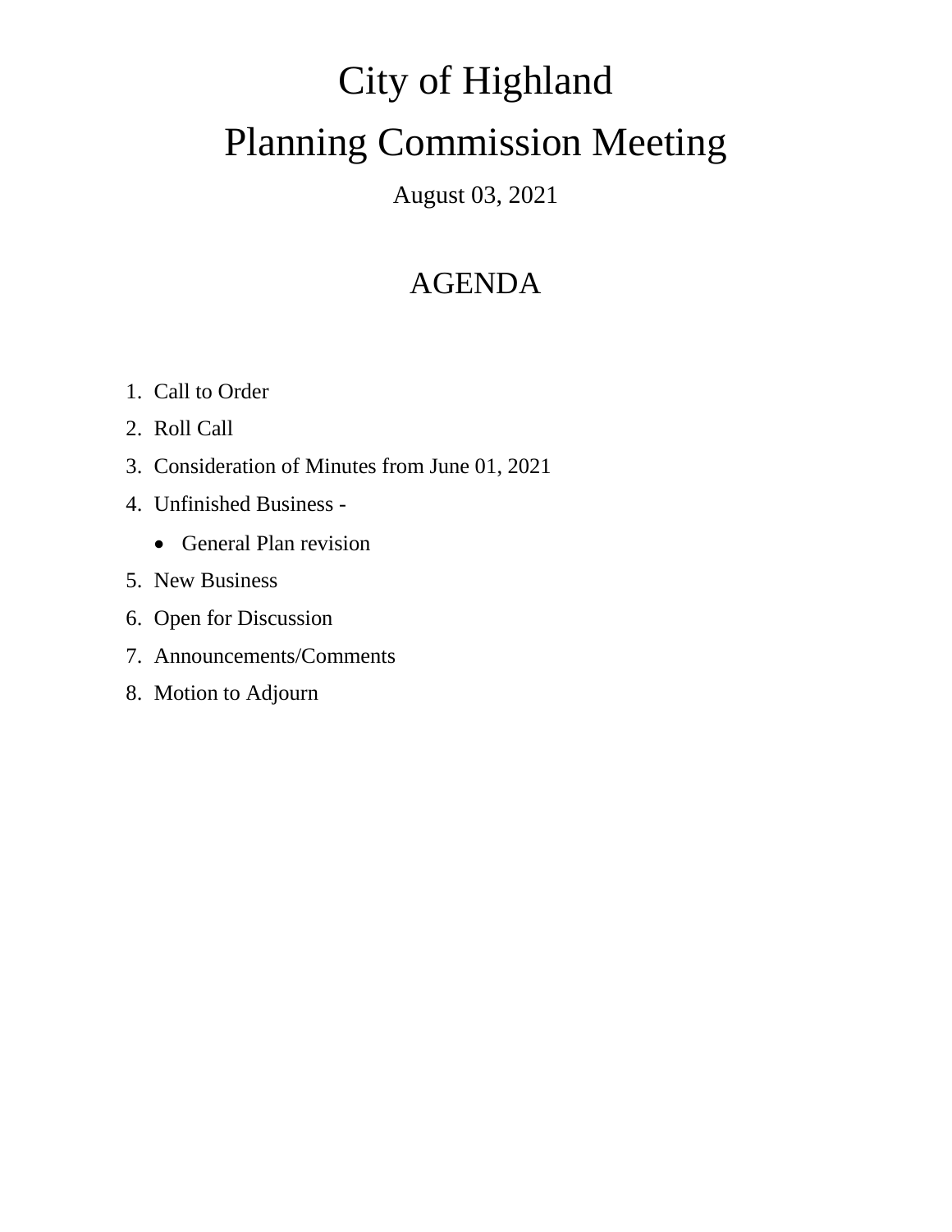# City of Highland

# Planning Commission Meeting

August 03, 2021

## AGENDA

1. Call to Order
2. Roll Call
3. Consideration of Minutes from June 01, 2021
4. Unfinished Business -
   - General Plan revision
5. New Business
6. Open for Discussion
7. Announcements/Comments
8. Motion to Adjourn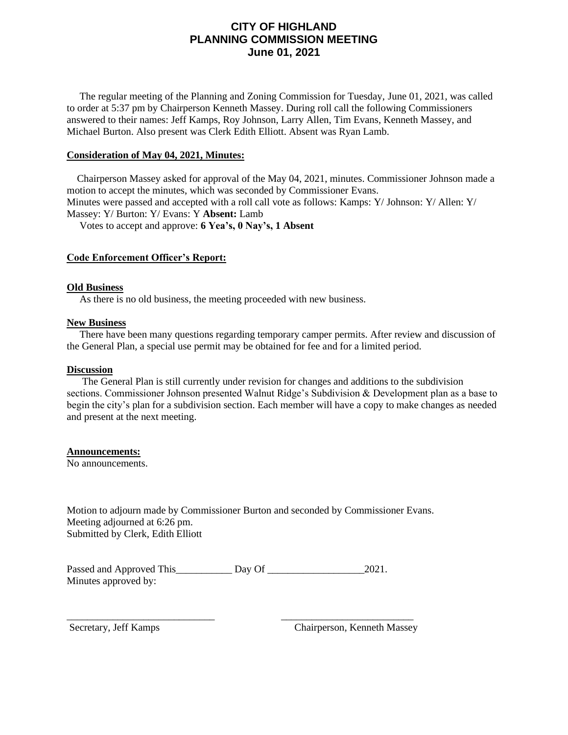# CITY OF HIGHLAND
# PLANNING COMMISSION MEETING
# June 01, 2021

The regular meeting of the Planning and Zoning Commission for Tuesday, June 01, 2021, was called to order at 5:37 pm by Chairperson Kenneth Massey. During roll call the following Commissioners answered to their names: Jeff Kamps, Roy Johnson, Larry Allen, Tim Evans, Kenneth Massey, and Michael Burton. Also present was Clerk Edith Elliott. Absent was Ryan Lamb.

**Consideration of May 04, 2021, Minutes:**

Chairperson Massey asked for approval of the May 04, 2021, minutes. Commissioner Johnson made a motion to accept the minutes, which was seconded by Commissioner Evans.
Minutes were passed and accepted with a roll call vote as follows: Kamps: Y/ Johnson: Y/ Allen: Y/ Massey: Y/ Burton: Y/ Evans: Y **Absent:** Lamb

Votes to accept and approve: **6 Yea's, 0 Nay's, 1 Absent**

**Code Enforcement Officer's Report:**

**Old Business**

As there is no old business, the meeting proceeded with new business.

**New Business**

There have been many questions regarding temporary camper permits. After review and discussion of the General Plan, a special use permit may be obtained for fee and for a limited period.

**Discussion**

The General Plan is still currently under revision for changes and additions to the subdivision sections. Commissioner Johnson presented Walnut Ridge's Subdivision & Development plan as a base to begin the city's plan for a subdivision section. Each member will have a copy to make changes as needed and present at the next meeting.

**Announcements:**

No announcements.

Motion to adjourn made by Commissioner Burton and seconded by Commissioner Evans.
Meeting adjourned at 6:26 pm.
Submitted by Clerk, Edith Elliott

Passed and Approved This___________ Day Of ___________________2021.
Minutes approved by:

_____________________________ Secretary, Jeff Kamps

_____________________________ Chairperson, Kenneth Massey